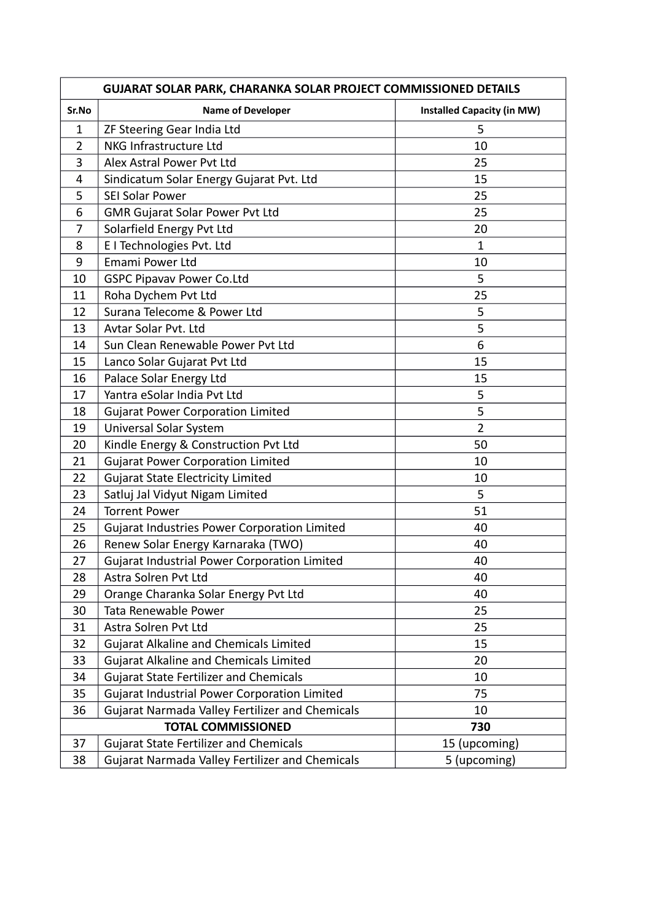| GUJARAT SOLAR PARK, CHARANKA SOLAR PROJECT COMMISSIONED DETAILS | | |
|---|---|---|
| **Sr.No** | **Name of Developer** | **Installed Capacity (in MW)** |
| 1 | ZF Steering Gear India Ltd | 5 |
| 2 | NKG Infrastructure Ltd | 10 |
| 3 | Alex Astral Power Pvt Ltd | 25 |
| 4 | Sindicatum Solar Energy Gujarat Pvt. Ltd | 15 |
| 5 | SEI Solar Power | 25 |
| 6 | GMR Gujarat Solar Power Pvt Ltd | 25 |
| 7 | Solarfield Energy Pvt Ltd | 20 |
| 8 | E I Technologies Pvt. Ltd | 1 |
| 9 | Emami Power Ltd | 10 |
| 10 | GSPC Pipavav Power Co.Ltd | 5 |
| 11 | Roha Dychem Pvt Ltd | 25 |
| 12 | Surana Telecome & Power Ltd | 5 |
| 13 | Avtar Solar Pvt. Ltd | 5 |
| 14 | Sun Clean Renewable Power Pvt Ltd | 6 |
| 15 | Lanco Solar Gujarat Pvt Ltd | 15 |
| 16 | Palace Solar Energy Ltd | 15 |
| 17 | Yantra eSolar India Pvt Ltd | 5 |
| 18 | Gujarat Power Corporation Limited | 5 |
| 19 | Universal Solar System | 2 |
| 20 | Kindle Energy & Construction Pvt Ltd | 50 |
| 21 | Gujarat Power Corporation Limited | 10 |
| 22 | Gujarat State Electricity Limited | 10 |
| 23 | Satluj Jal Vidyut Nigam Limited | 5 |
| 24 | Torrent Power | 51 |
| 25 | Gujarat Industries Power Corporation Limited | 40 |
| 26 | Renew Solar Energy Karnaraka (TWO) | 40 |
| 27 | Gujarat Industrial Power Corporation Limited | 40 |
| 28 | Astra Solren Pvt Ltd | 40 |
| 29 | Orange Charanka Solar Energy Pvt Ltd | 40 |
| 30 | Tata Renewable Power | 25 |
| 31 | Astra Solren Pvt Ltd | 25 |
| 32 | Gujarat Alkaline and Chemicals Limited | 15 |
| 33 | Gujarat Alkaline and Chemicals Limited | 20 |
| 34 | Gujarat State Fertilizer and Chemicals | 10 |
| 35 | Gujarat Industrial Power Corporation Limited | 75 |
| 36 | Gujarat Narmada Valley Fertilizer and Chemicals | 10 |
| **TOTAL COMMISSIONED** | | **730** |
| 37 | Gujarat State Fertilizer and Chemicals | 15 (upcoming) |
| 38 | Gujarat Narmada Valley Fertilizer and Chemicals | 5 (upcoming) |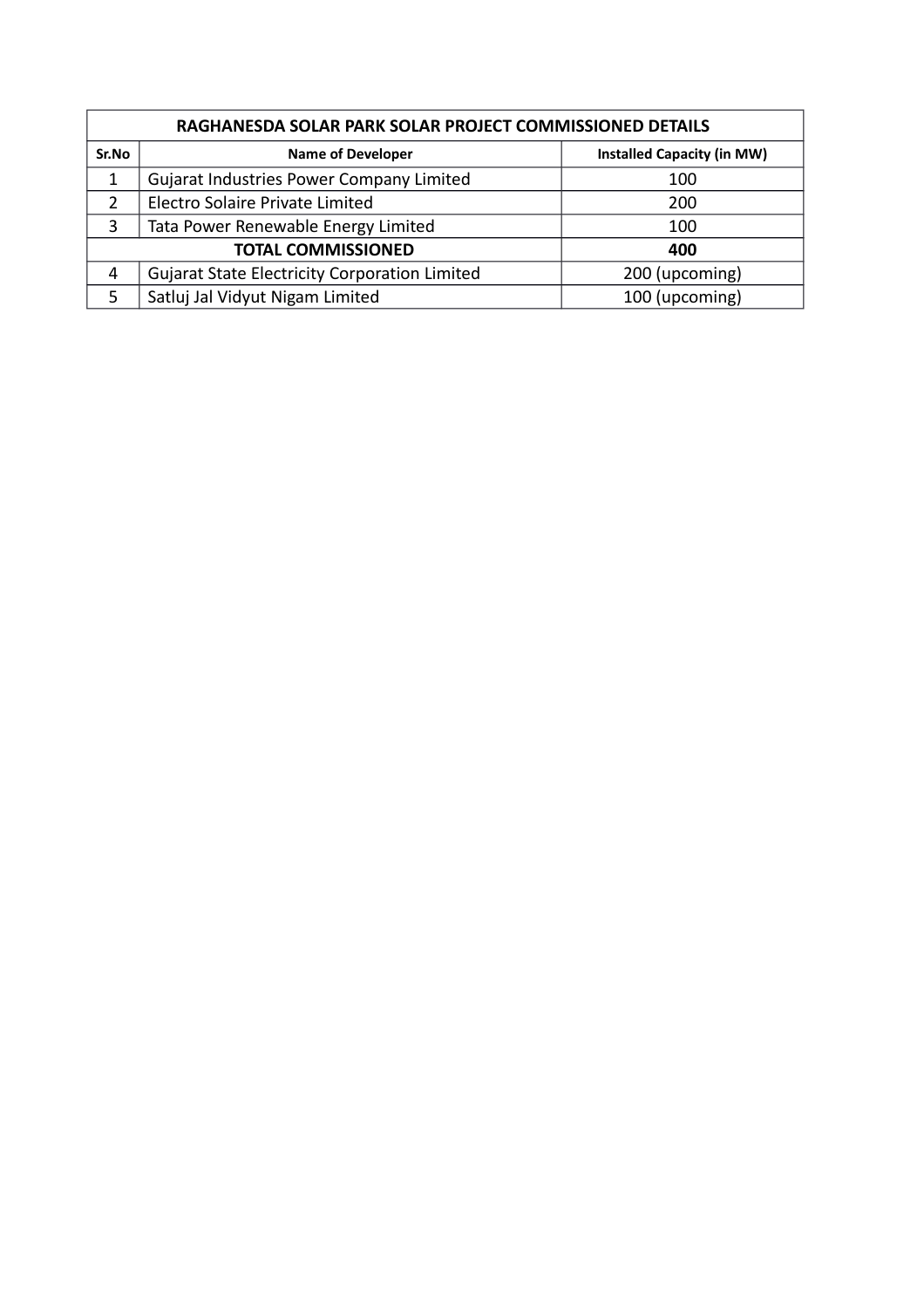| RAGHANESDA SOLAR PARK SOLAR PROJECT COMMISSIONED DETAILS | | |
|---|---|---|
| **Sr.No** | **Name of Developer** | **Installed Capacity (in MW)** |
| 1 | Gujarat Industries Power Company Limited | 100 |
| 2 | Electro Solaire Private Limited | 200 |
| 3 | Tata Power Renewable Energy Limited | 100 |
| **TOTAL COMMISSIONED** | | **400** |
| 4 | Gujarat State Electricity Corporation Limited | 200 (upcoming) |
| 5 | Satluj Jal Vidyut Nigam Limited | 100 (upcoming) |